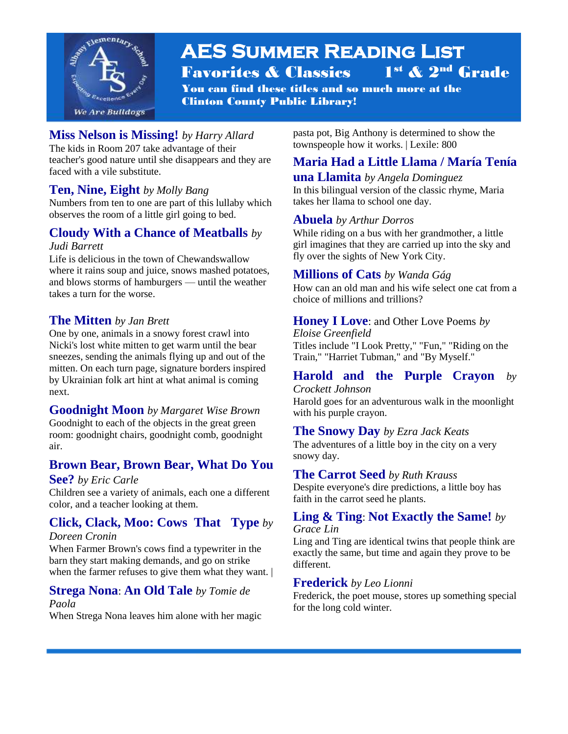# AES Summer Reading List

## Favorites & Classics 1st & 2nd Grade

**You can find these titles and so much more at the Clinton County Public Library!**

**Miss Nelson is Missing!** *by Harry Allard*
The kids in Room 207 take advantage of their teacher's good nature until she disappears and they are faced with a vile substitute.

**Ten, Nine, Eight** *by Molly Bang*
Numbers from ten to one are part of this lullaby which observes the room of a little girl going to bed.

**Cloudy With a Chance of Meatballs** *by Judi Barrett*
Life is delicious in the town of Chewandswallow where it rains soup and juice, snows mashed potatoes, and blows storms of hamburgers — until the weather takes a turn for the worse.

**The Mitten** *by Jan Brett*
One by one, animals in a snowy forest crawl into Nicki's lost white mitten to get warm until the bear sneezes, sending the animals flying up and out of the mitten. On each turn page, signature borders inspired by Ukrainian folk art hint at what animal is coming next.

**Goodnight Moon** *by Margaret Wise Brown*
Goodnight to each of the objects in the great green room: goodnight chairs, goodnight comb, goodnight air.

**Brown Bear, Brown Bear, What Do You See?** *by Eric Carle*
Children see a variety of animals, each one a different color, and a teacher looking at them.

**Click, Clack, Moo: Cows That Type** *by Doreen Cronin*
When Farmer Brown's cows find a typewriter in the barn they start making demands, and go on strike when the farmer refuses to give them what they want. |

**Strega Nona**: **An Old Tale** *by Tomie de Paola*
When Strega Nona leaves him alone with her magic pasta pot, Big Anthony is determined to show the townspeople how it works. | Lexile: 800

**Maria Had a Little Llama / María Tenía una Llamita** *by Angela Dominguez*
In this bilingual version of the classic rhyme, Maria takes her llama to school one day.

**Abuela** *by Arthur Dorros*
While riding on a bus with her grandmother, a little girl imagines that they are carried up into the sky and fly over the sights of New York City.

**Millions of Cats** *by Wanda Gág*
How can an old man and his wife select one cat from a choice of millions and trillions?

**Honey I Love**: and Other Love Poems *by Eloise Greenfield*
Titles include "I Look Pretty," "Fun," "Riding on the Train," "Harriet Tubman," and "By Myself."

**Harold and the Purple Crayon** *by Crockett Johnson*
Harold goes for an adventurous walk in the moonlight with his purple crayon.

**The Snowy Day** *by Ezra Jack Keats*
The adventures of a little boy in the city on a very snowy day.

**The Carrot Seed** *by Ruth Krauss*
Despite everyone's dire predictions, a little boy has faith in the carrot seed he plants.

**Ling & Ting**: **Not Exactly the Same!** *by Grace Lin*
Ling and Ting are identical twins that people think are exactly the same, but time and again they prove to be different.

**Frederick** *by Leo Lionni*
Frederick, the poet mouse, stores up something special for the long cold winter.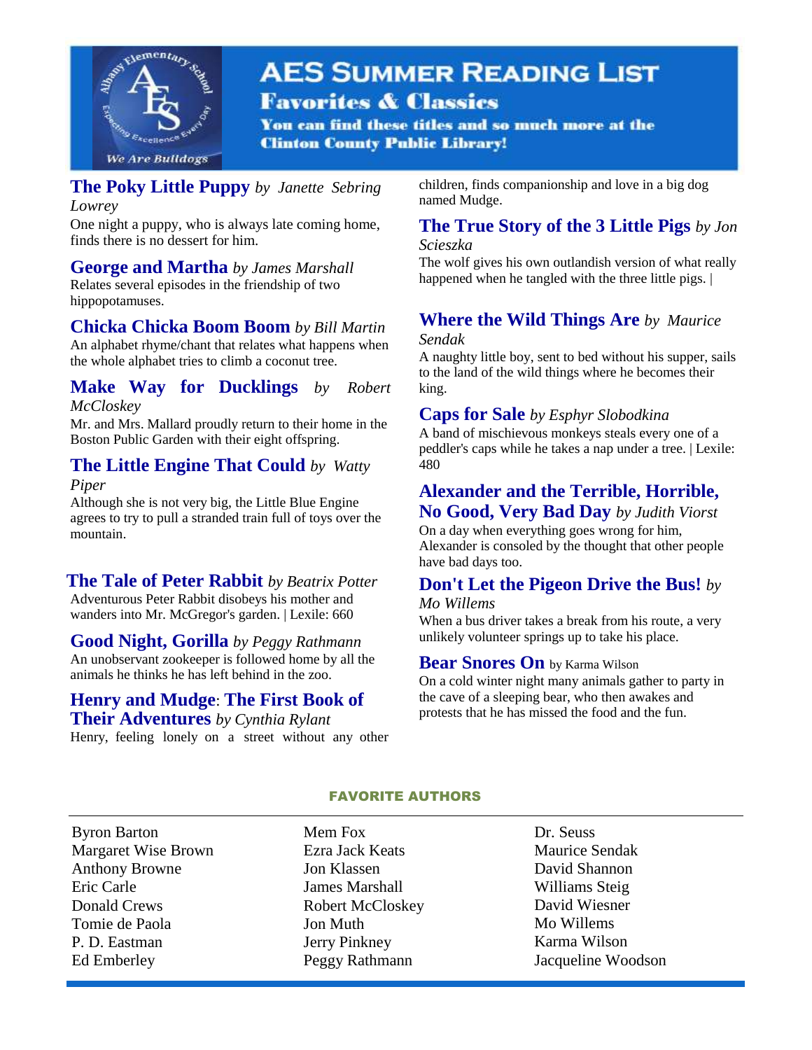# AES Summer Reading List

## Favorites & Classics

**You can find these titles and so much more at the Clinton County Public Library!**

**The Poky Little Puppy** *by Janette Sebring Lowrey*
One night a puppy, who is always late coming home, finds there is no dessert for him.

**George and Martha** *by James Marshall*
Relates several episodes in the friendship of two hippopotamuses.

**Chicka Chicka Boom Boom** *by Bill Martin*
An alphabet rhyme/chant that relates what happens when the whole alphabet tries to climb a coconut tree.

**Make Way for Ducklings** *by Robert McCloskey*
Mr. and Mrs. Mallard proudly return to their home in the Boston Public Garden with their eight offspring.

**The Little Engine That Could** *by Watty Piper*
Although she is not very big, the Little Blue Engine agrees to try to pull a stranded train full of toys over the mountain.

**The Tale of Peter Rabbit** *by Beatrix Potter*
Adventurous Peter Rabbit disobeys his mother and wanders into Mr. McGregor's garden. | Lexile: 660

**Good Night, Gorilla** *by Peggy Rathmann*
An unobservant zookeeper is followed home by all the animals he thinks he has left behind in the zoo.

**Henry and Mudge: The First Book of Their Adventures** *by Cynthia Rylant*
Henry, feeling lonely on a street without any other children, finds companionship and love in a big dog named Mudge.

**The True Story of the 3 Little Pigs** *by Jon Scieszka*
The wolf gives his own outlandish version of what really happened when he tangled with the three little pigs. |

**Where the Wild Things Are** *by Maurice Sendak*
A naughty little boy, sent to bed without his supper, sails to the land of the wild things where he becomes their king.

**Caps for Sale** *by Esphyr Slobodkina*
A band of mischievous monkeys steals every one of a peddler's caps while he takes a nap under a tree. | Lexile: 480

**Alexander and the Terrible, Horrible, No Good, Very Bad Day** *by Judith Viorst*
On a day when everything goes wrong for him, Alexander is consoled by the thought that other people have bad days too.

**Don't Let the Pigeon Drive the Bus!** *by Mo Willems*
When a bus driver takes a break from his route, a very unlikely volunteer springs up to take his place.

**Bear Snores On** by Karma Wilson
On a cold winter night many animals gather to party in the cave of a sleeping bear, who then awakes and protests that he has missed the food and the fun.

### FAVORITE AUTHORS

Byron Barton
Margaret Wise Brown
Anthony Browne
Eric Carle
Donald Crews
Tomie de Paola
P. D. Eastman
Ed Emberley
Mem Fox
Ezra Jack Keats
Jon Klassen
James Marshall
Robert McCloskey
Jon Muth
Jerry Pinkney
Peggy Rathmann
Dr. Seuss
Maurice Sendak
David Shannon
Williams Steig
David Wiesner
Mo Willems
Karma Wilson
Jacqueline Woodson